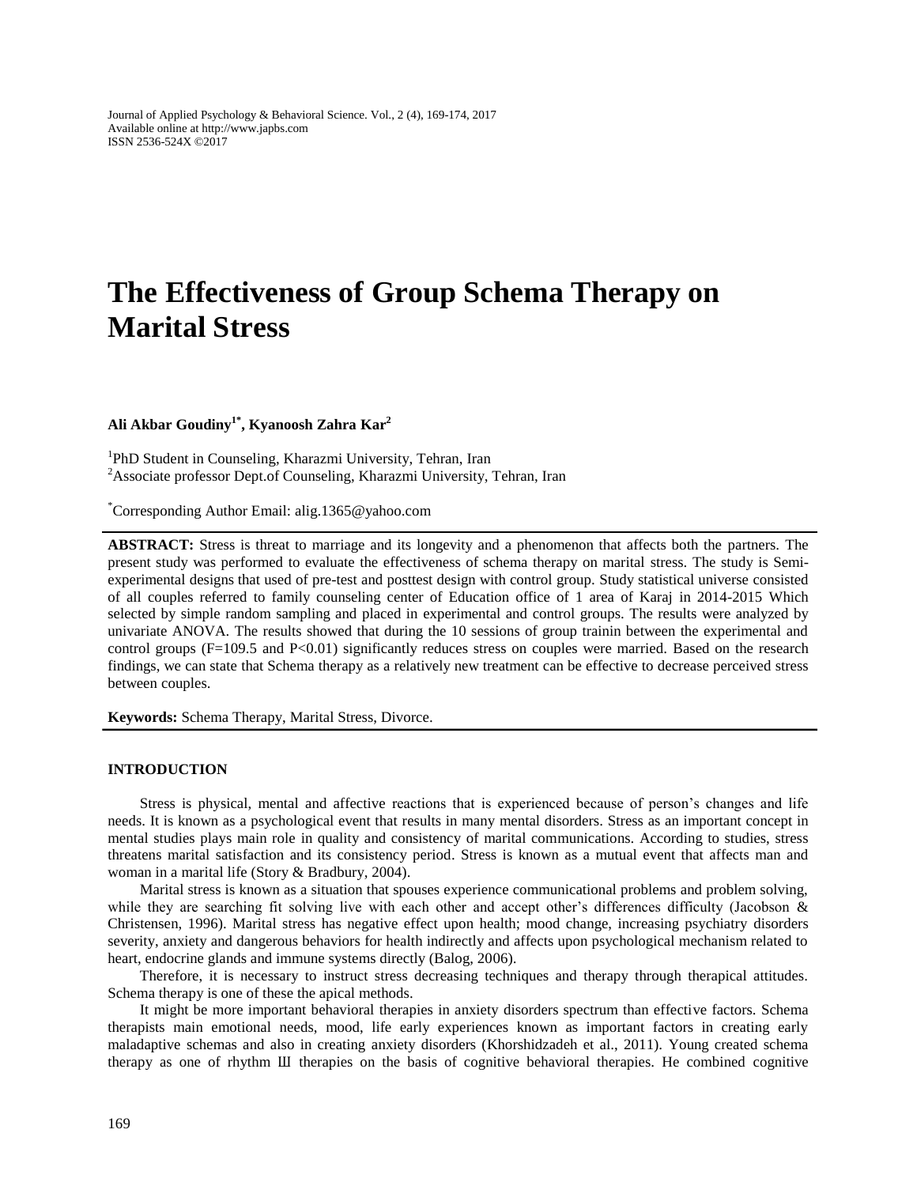# The Effectiveness of Group Schema Therapy on Marital Stress

**Ali Akbar Goudiny[1*], Kyanoosh Zahra Kar[2]**

[1]PhD Student in Counseling, Kharazmi University, Tehran, Iran
[2]Associate professor Dept.of Counseling, Kharazmi University, Tehran, Iran

[*]Corresponding Author Email: alig.1365@yahoo.com

**ABSTRACT:** Stress is threat to marriage and its longevity and a phenomenon that affects both the partners. The present study was performed to evaluate the effectiveness of schema therapy on marital stress. The study is Semi-experimental designs that used of pre-test and posttest design with control group. Study statistical universe consisted of all couples referred to family counseling center of Education office of 1 area of Karaj in 2014-2015 Which selected by simple random sampling and placed in experimental and control groups. The results were analyzed by univariate ANOVA. The results showed that during the 10 sessions of group trainin between the experimental and control groups ($F=109.5$ and $P<0.01$) significantly reduces stress on couples were married. Based on the research findings, we can state that Schema therapy as a relatively new treatment can be effective to decrease perceived stress between couples.

**Keywords:** Schema Therapy, Marital Stress, Divorce.

## INTRODUCTION

Stress is physical, mental and affective reactions that is experienced because of person's changes and life needs. It is known as a psychological event that results in many mental disorders. Stress as an important concept in mental studies plays main role in quality and consistency of marital communications. According to studies, stress threatens marital satisfaction and its consistency period. Stress is known as a mutual event that affects man and woman in a marital life (Story & Bradbury, 2004).

Marital stress is known as a situation that spouses experience communicational problems and problem solving, while they are searching fit solving live with each other and accept other's differences difficulty (Jacobson & Christensen, 1996). Marital stress has negative effect upon health; mood change, increasing psychiatry disorders severity, anxiety and dangerous behaviors for health indirectly and affects upon psychological mechanism related to heart, endocrine glands and immune systems directly (Balog, 2006).

Therefore, it is necessary to instruct stress decreasing techniques and therapy through therapical attitudes. Schema therapy is one of these the apical methods.

It might be more important behavioral therapies in anxiety disorders spectrum than effective factors. Schema therapists main emotional needs, mood, life early experiences known as important factors in creating early maladaptive schemas and also in creating anxiety disorders (Khorshidzadeh et al., 2011). Young created schema therapy as one of rhythm Ш therapies on the basis of cognitive behavioral therapies. He combined cognitive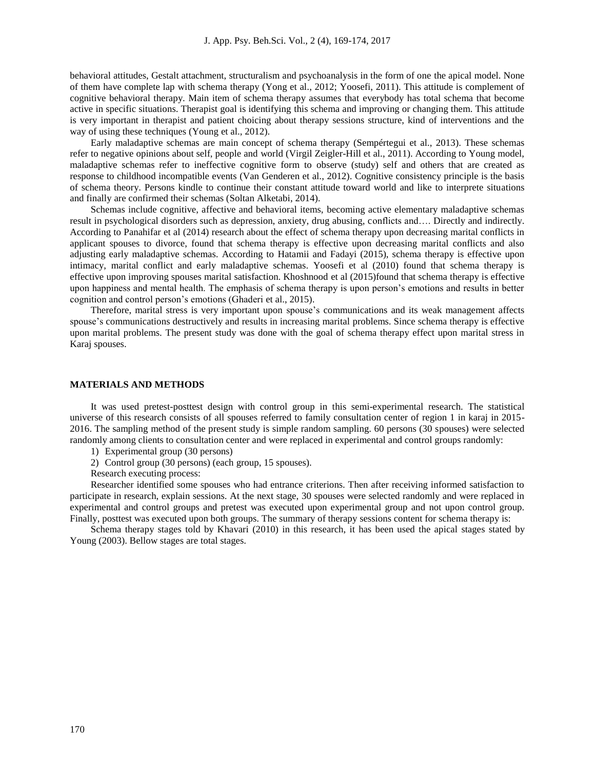behavioral attitudes, Gestalt attachment, structuralism and psychoanalysis in the form of one the apical model. None of them have complete lap with schema therapy (Yong et al., 2012; Yoosefi, 2011). This attitude is complement of cognitive behavioral therapy. Main item of schema therapy assumes that everybody has total schema that become active in specific situations. Therapist goal is identifying this schema and improving or changing them. This attitude is very important in therapist and patient choicing about therapy sessions structure, kind of interventions and the way of using these techniques (Young et al., 2012).

Early maladaptive schemas are main concept of schema therapy (Sempértegui et al., 2013). These schemas refer to negative opinions about self, people and world (Virgil Zeigler-Hill et al., 2011). According to Young model, maladaptive schemas refer to ineffective cognitive form to observe (study) self and others that are created as response to childhood incompatible events (Van Genderen et al., 2012). Cognitive consistency principle is the basis of schema theory. Persons kindle to continue their constant attitude toward world and like to interprete situations and finally are confirmed their schemas (Soltan Alketabi, 2014).

Schemas include cognitive, affective and behavioral items, becoming active elementary maladaptive schemas result in psychological disorders such as depression, anxiety, drug abusing, conflicts and…. Directly and indirectly. According to Panahifar et al (2014) research about the effect of schema therapy upon decreasing marital conflicts in applicant spouses to divorce, found that schema therapy is effective upon decreasing marital conflicts and also adjusting early maladaptive schemas. According to Hatamii and Fadayi (2015), schema therapy is effective upon intimacy, marital conflict and early maladaptive schemas. Yoosefi et al (2010) found that schema therapy is effective upon improving spouses marital satisfaction. Khoshnood et al (2015)found that schema therapy is effective upon happiness and mental health. The emphasis of schema therapy is upon person's emotions and results in better cognition and control person's emotions (Ghaderi et al., 2015).

Therefore, marital stress is very important upon spouse's communications and its weak management affects spouse's communications destructively and results in increasing marital problems. Since schema therapy is effective upon marital problems. The present study was done with the goal of schema therapy effect upon marital stress in Karaj spouses.

## MATERIALS AND METHODS

It was used pretest-posttest design with control group in this semi-experimental research. The statistical universe of this research consists of all spouses referred to family consultation center of region 1 in karaj in 2015-2016. The sampling method of the present study is simple random sampling. 60 persons (30 spouses) were selected randomly among clients to consultation center and were replaced in experimental and control groups randomly:

1) Experimental group (30 persons)
2) Control group (30 persons) (each group, 15 spouses).

Research executing process:

Researcher identified some spouses who had entrance criterions. Then after receiving informed satisfaction to participate in research, explain sessions. At the next stage, 30 spouses were selected randomly and were replaced in experimental and control groups and pretest was executed upon experimental group and not upon control group. Finally, posttest was executed upon both groups. The summary of therapy sessions content for schema therapy is:

Schema therapy stages told by Khavari (2010) in this research, it has been used the apical stages stated by Young (2003). Bellow stages are total stages.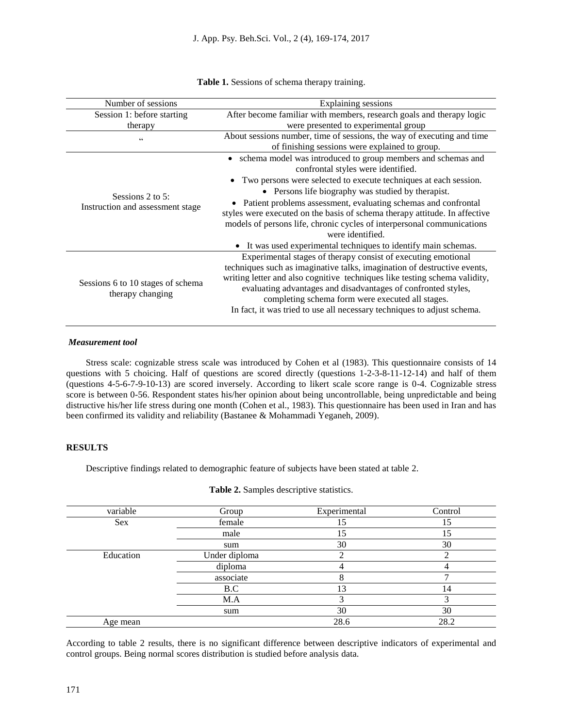**Table 1.** Sessions of schema therapy training.

| Number of sessions | Explaining sessions |
|---|---|
| Session 1: before starting therapy | After become familiar with members, research goals and therapy logic were presented to experimental group |
| " | About sessions number, time of sessions, the way of executing and time of finishing sessions were explained to group. |
| Sessions 2 to 5: Instruction and assessment stage | • schema model was introduced to group members and schemas and confrontal styles were identified.<br>• Two persons were selected to execute techniques at each session.<br>• Persons life biography was studied by therapist.<br>• Patient problems assessment, evaluating schemas and confrontal styles were executed on the basis of schema therapy attitude. In affective models of persons life, chronic cycles of interpersonal communications were identified.<br>• It was used experimental techniques to identify main schemas. |
| Sessions 6 to 10 stages of schema therapy changing | Experimental stages of therapy consist of executing emotional techniques such as imaginative talks, imagination of destructive events, writing letter and also cognitive techniques like testing schema validity, evaluating advantages and disadvantages of confronted styles, completing schema form were executed all stages.<br>In fact, it was tried to use all necessary techniques to adjust schema. |

***Measurement tool***

Stress scale: cognizable stress scale was introduced by Cohen et al (1983). This questionnaire consists of 14 questions with 5 choicing. Half of questions are scored directly (questions 1-2-3-8-11-12-14) and half of them (questions 4-5-6-7-9-10-13) are scored inversely. According to likert scale score range is 0-4. Cognizable stress score is between 0-56. Respondent states his/her opinion about being uncontrollable, being unpredictable and being distructive his/her life stress during one month (Cohen et al., 1983). This questionnaire has been used in Iran and has been confirmed its validity and reliability (Bastanee & Mohammadi Yeganeh, 2009).

## RESULTS

Descriptive findings related to demographic feature of subjects have been stated at table 2.

**Table 2.** Samples descriptive statistics.

| variable | Group | Experimental | Control |
|---|---|---|---|
| Sex | female | 15 | 15 |
| | male | 15 | 15 |
| | sum | 30 | 30 |
| Education | Under diploma | 2 | 2 |
| | diploma | 4 | 4 |
| | associate | 8 | 7 |
| | B.C | 13 | 14 |
| | M.A | 3 | 3 |
| | sum | 30 | 30 |
| Age mean | | 28.6 | 28.2 |

According to table 2 results, there is no significant difference between descriptive indicators of experimental and control groups. Being normal scores distribution is studied before analysis data.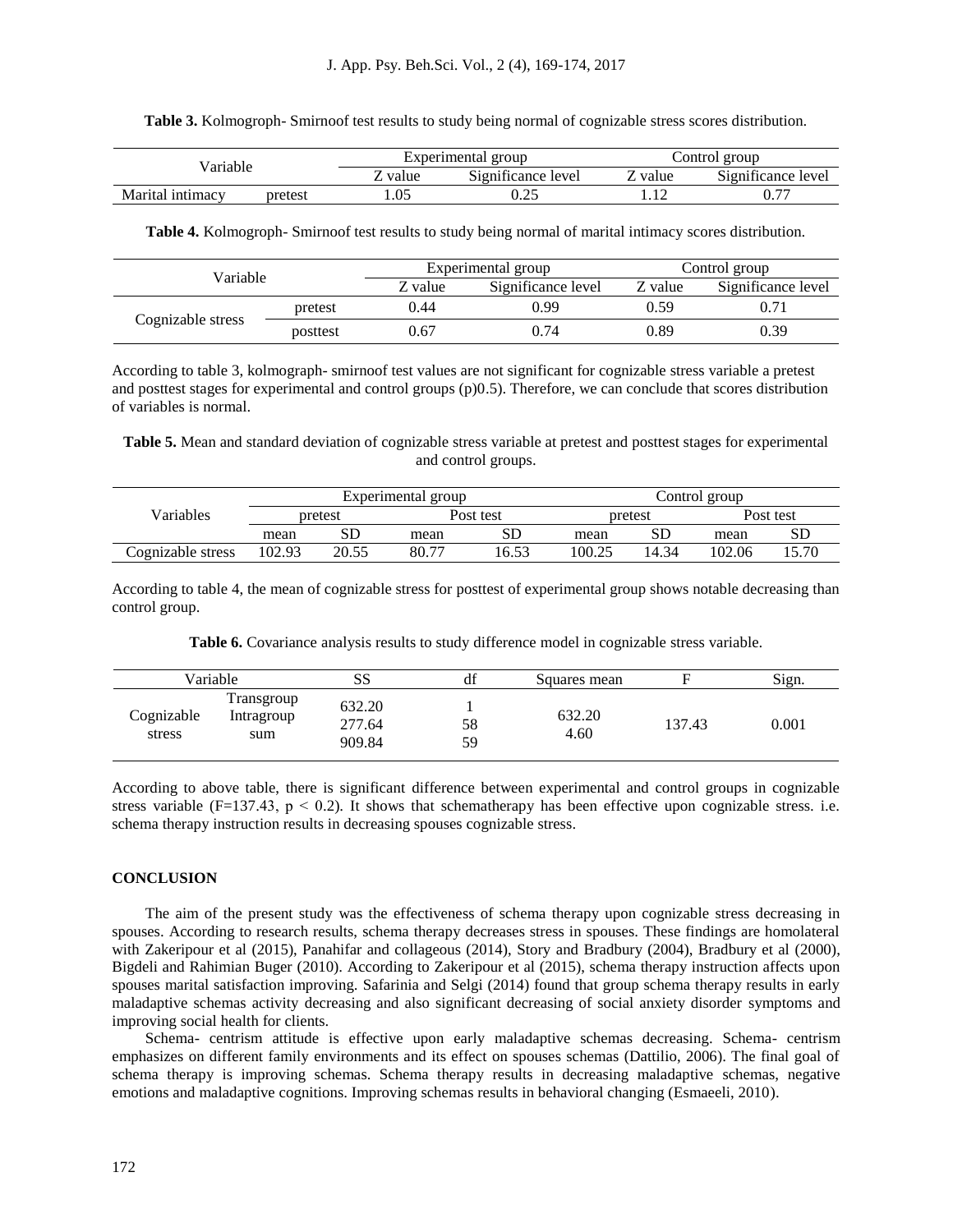**Table 3.** Kolmogroph- Smirnoof test results to study being normal of cognizable stress scores distribution.

| Variable | | Experimental group | | Control group | |
|---|---|---|---|---|---|
| | | Z value | Significance level | Z value | Significance level |
| Marital intimacy | pretest | 1.05 | 0.25 | 1.12 | 0.77 |

**Table 4.** Kolmogroph- Smirnoof test results to study being normal of marital intimacy scores distribution.

| Variable | | Experimental group | | Control group | |
|---|---|---|---|---|---|
| | | Z value | Significance level | Z value | Significance level |
| Cognizable stress | pretest | 0.44 | 0.99 | 0.59 | 0.71 |
| | posttest | 0.67 | 0.74 | 0.89 | 0.39 |

According to table 3, kolmograph- smirnoof test values are not significant for cognizable stress variable a pretest and posttest stages for experimental and control groups (p)0.5). Therefore, we can conclude that scores distribution of variables is normal.

**Table 5.** Mean and standard deviation of cognizable stress variable at pretest and posttest stages for experimental and control groups.

| Variables | Experimental group | | | | Control group | | | |
|---|---|---|---|---|---|---|---|---|
| | pretest | | Post test | | pretest | | Post test | |
| | mean | SD | mean | SD | mean | SD | mean | SD |
| Cognizable stress | 102.93 | 20.55 | 80.77 | 16.53 | 100.25 | 14.34 | 102.06 | 15.70 |

According to table 4, the mean of cognizable stress for posttest of experimental group shows notable decreasing than control group.

**Table 6.** Covariance analysis results to study difference model in cognizable stress variable.

| Variable | | SS | df | Squares mean | F | Sign. |
|---|---|---|---|---|---|---|
| Cognizable stress | Transgroup | 632.20 | 1 | 632.20 | 137.43 | 0.001 |
| | Intragroup | 277.64 | 58 | 4.60 | | |
| | sum | 909.84 | 59 | | | |

According to above table, there is significant difference between experimental and control groups in cognizable stress variable (F=137.43, $p < 0.2$). It shows that schematherapy has been effective upon cognizable stress. i.e. schema therapy instruction results in decreasing spouses cognizable stress.

## CONCLUSION

The aim of the present study was the effectiveness of schema therapy upon cognizable stress decreasing in spouses. According to research results, schema therapy decreases stress in spouses. These findings are homolateral with Zakeripour et al (2015), Panahifar and collageous (2014), Story and Bradbury (2004), Bradbury et al (2000), Bigdeli and Rahimian Buger (2010). According to Zakeripour et al (2015), schema therapy instruction affects upon spouses marital satisfaction improving. Safarinia and Selgi (2014) found that group schema therapy results in early maladaptive schemas activity decreasing and also significant decreasing of social anxiety disorder symptoms and improving social health for clients.

Schema- centrism attitude is effective upon early maladaptive schemas decreasing. Schema- centrism emphasizes on different family environments and its effect on spouses schemas (Dattilio, 2006). The final goal of schema therapy is improving schemas. Schema therapy results in decreasing maladaptive schemas, negative emotions and maladaptive cognitions. Improving schemas results in behavioral changing (Esmaeeli, 2010).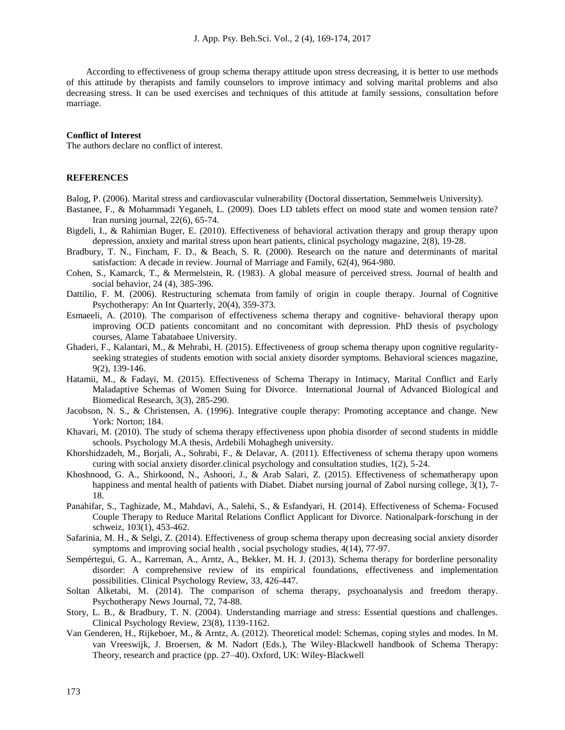According to effectiveness of group schema therapy attitude upon stress decreasing, it is better to use methods of this attitude by therapists and family counselors to improve intimacy and solving marital problems and also decreasing stress. It can be used exercises and techniques of this attitude at family sessions, consultation before marriage.

**Conflict of Interest**

The authors declare no conflict of interest.

**REFERENCES**

Balog, P. (2006). Marital stress and cardiovascular vulnerability (Doctoral dissertation, Semmelweis University).

Bastanee, F., & Mohammadi Yeganeh, L. (2009). Does LD tablets effect on mood state and women tension rate? Iran nursing journal, 22(6), 65-74.

Bigdeli, I., & Rahimian Buger, E. (2010). Effectiveness of behavioral activation therapy and group therapy upon depression, anxiety and marital stress upon heart patients, clinical psychology magazine, 2(8), 19-28.

Bradbury, T. N., Fincham, F. D., & Beach, S. R. (2000). Research on the nature and determinants of marital satisfaction: A decade in review. Journal of Marriage and Family, 62(4), 964-980.

Cohen, S., Kamarck, T., & Mermelstein, R. (1983). A global measure of perceived stress. Journal of health and social behavior, 24 (4), 385-396.

Dattilio, F. M. (2006). Restructuring schemata from family of origin in couple therapy. Journal of Cognitive Psychotherapy: An Int Quarterly, 20(4), 359-373.

Esmaeeli, A. (2010). The comparison of effectiveness schema therapy and cognitive- behavioral therapy upon improving OCD patients concomitant and no concomitant with depression. PhD thesis of psychology courses, Alame Tabatabaee University.

Ghaderi, F., Kalantari, M., & Mehrabi, H. (2015). Effectiveness of group schema therapy upon cognitive regularity-seeking strategies of students emotion with social anxiety disorder symptoms. Behavioral sciences magazine, 9(2), 139-146.

Hatamii, M., & Fadayi, M. (2015). Effectiveness of Schema Therapy in Intimacy, Marital Conflict and Early Maladaptive Schemas of Women Suing for Divorce. International Journal of Advanced Biological and Biomedical Research, 3(3), 285-290.

Jacobson, N. S., & Christensen, A. (1996). Integrative couple therapy: Promoting acceptance and change. New York: Norton; 184.

Khavari, M. (2010). The study of schema therapy effectiveness upon phobia disorder of second students in middle schools. Psychology M.A thesis, Ardebili Mohaghegh university.

Khorshidzadeh, M., Borjali, A., Sohrabi, F., & Delavar, A. (2011). Effectiveness of schema therapy upon womens curing with social anxiety disorder.clinical psychology and consultation studies, 1(2), 5-24.

Khoshnood, G. A., Shirkoond, N., Ashoori, J., & Arab Salari, Z. (2015). Effectiveness of schematherapy upon happiness and mental health of patients with Diabet. Diabet nursing journal of Zabol nursing college, 3(1), 7-18.

Panahifar, S., Taghizade, M., Mahdavi, A., Salehi, S., & Esfandyari, H. (2014). Effectiveness of Schema- Focused Couple Therapy to Reduce Marital Relations Conflict Applicant for Divorce. Nationalpark-forschung in der schweiz, 103(1), 453-462.

Safarinia, M. H., & Selgi, Z. (2014). Effectiveness of group schema therapy upon decreasing social anxiety disorder symptoms and improving social health , social psychology studies, 4(14), 77-97.

Sempértegui, G. A., Karreman, A., Arntz, A., Bekker, M. H. J. (2013). Schema therapy for borderline personality disorder: A comprehensive review of its empirical foundations, effectiveness and implementation possibilities. Clinical Psychology Review, 33, 426-447.

Soltan Alketabi, M. (2014). The comparison of schema therapy, psychoanalysis and freedom therapy. Psychotherapy News Journal, 72, 74-88.

Story, L. B., & Bradbury, T. N. (2004). Understanding marriage and stress: Essential questions and challenges. Clinical Psychology Review, 23(8), 1139-1162.

Van Genderen, H., Rijkeboer, M., & Arntz, A. (2012). Theoretical model: Schemas, coping styles and modes. In M. van Vreeswijk, J. Broersen, & M. Nadort (Eds.), The Wiley-Blackwell handbook of Schema Therapy: Theory, research and practice (pp. 27–40). Oxford, UK: Wiley‐Blackwell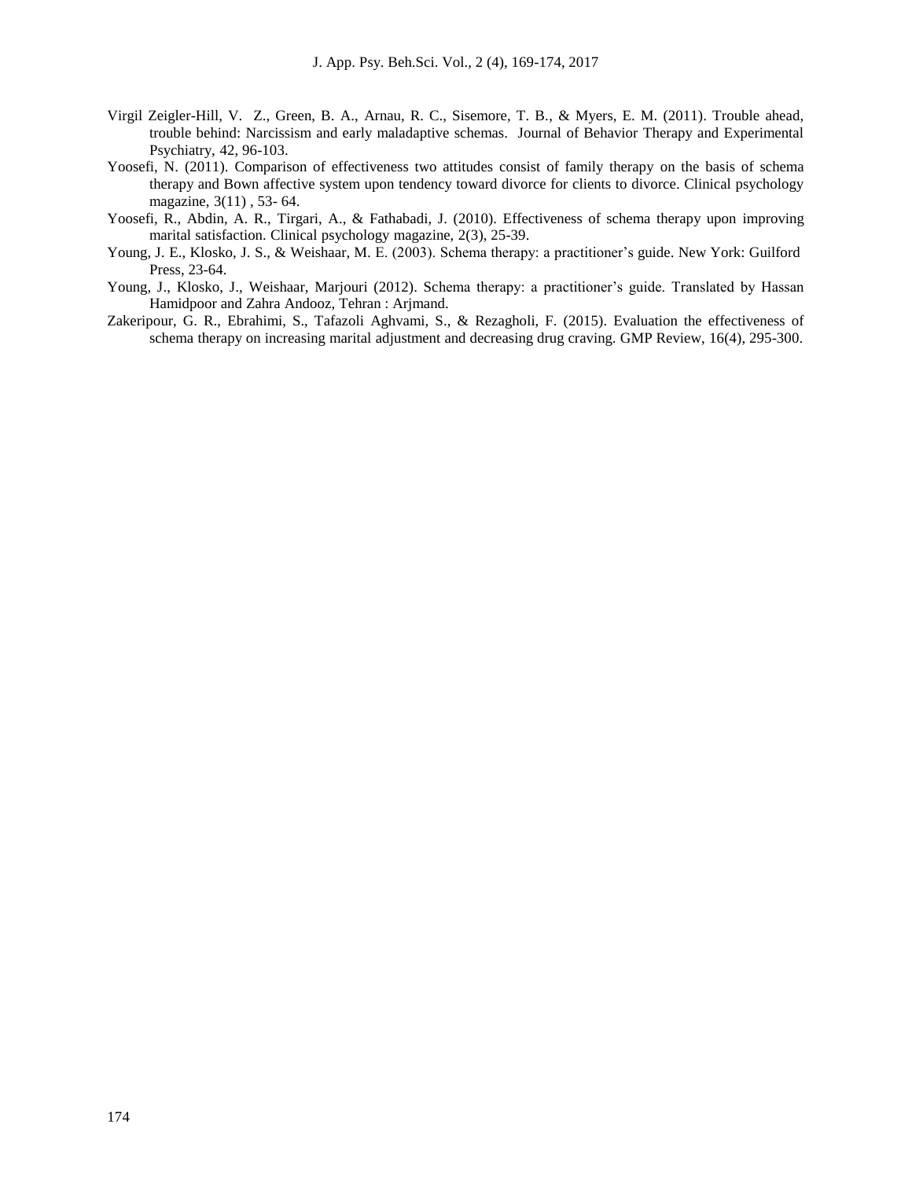Virgil Zeigler-Hill, V. Z., Green, B. A., Arnau, R. C., Sisemore, T. B., & Myers, E. M. (2011). Trouble ahead, trouble behind: Narcissism and early maladaptive schemas. Journal of Behavior Therapy and Experimental Psychiatry, 42, 96-103.

Yoosefi, N. (2011). Comparison of effectiveness two attitudes consist of family therapy on the basis of schema therapy and Bown affective system upon tendency toward divorce for clients to divorce. Clinical psychology magazine, 3(11) , 53- 64.

Yoosefi, R., Abdin, A. R., Tirgari, A., & Fathabadi, J. (2010). Effectiveness of schema therapy upon improving marital satisfaction. Clinical psychology magazine, 2(3), 25-39.

Young, J. E., Klosko, J. S., & Weishaar, M. E. (2003). Schema therapy: a practitioner's guide. New York: Guilford Press, 23-64.

Young, J., Klosko, J., Weishaar, Marjouri (2012). Schema therapy: a practitioner's guide. Translated by Hassan Hamidpoor and Zahra Andooz, Tehran : Arjmand.

Zakeripour, G. R., Ebrahimi, S., Tafazoli Aghvami, S., & Rezagholi, F. (2015). Evaluation the effectiveness of schema therapy on increasing marital adjustment and decreasing drug craving. GMP Review, 16(4), 295-300.